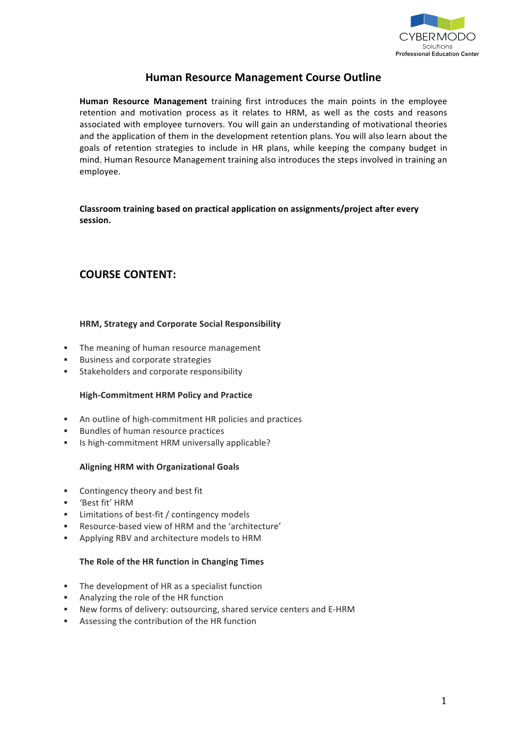# Human Resource Management Course Outline

**Human Resource Management** training first introduces the main points in the employee retention and motivation process as it relates to HRM, as well as the costs and reasons associated with employee turnovers. You will gain an understanding of motivational theories and the application of them in the development retention plans. You will also learn about the goals of retention strategies to include in HR plans, while keeping the company budget in mind. Human Resource Management training also introduces the steps involved in training an employee.

**Classroom training based on practical application on assignments/project after every session.**

## COURSE CONTENT:

### HRM, Strategy and Corporate Social Responsibility

- The meaning of human resource management
- Business and corporate strategies
- Stakeholders and corporate responsibility

### High-Commitment HRM Policy and Practice

- An outline of high-commitment HR policies and practices
- Bundles of human resource practices
- Is high-commitment HRM universally applicable?

### Aligning HRM with Organizational Goals

- Contingency theory and best fit
- 'Best fit' HRM
- Limitations of best-fit / contingency models
- Resource-based view of HRM and the 'architecture'
- Applying RBV and architecture models to HRM

### The Role of the HR function in Changing Times

- The development of HR as a specialist function
- Analyzing the role of the HR function
- New forms of delivery: outsourcing, shared service centers and E-HRM
- Assessing the contribution of the HR function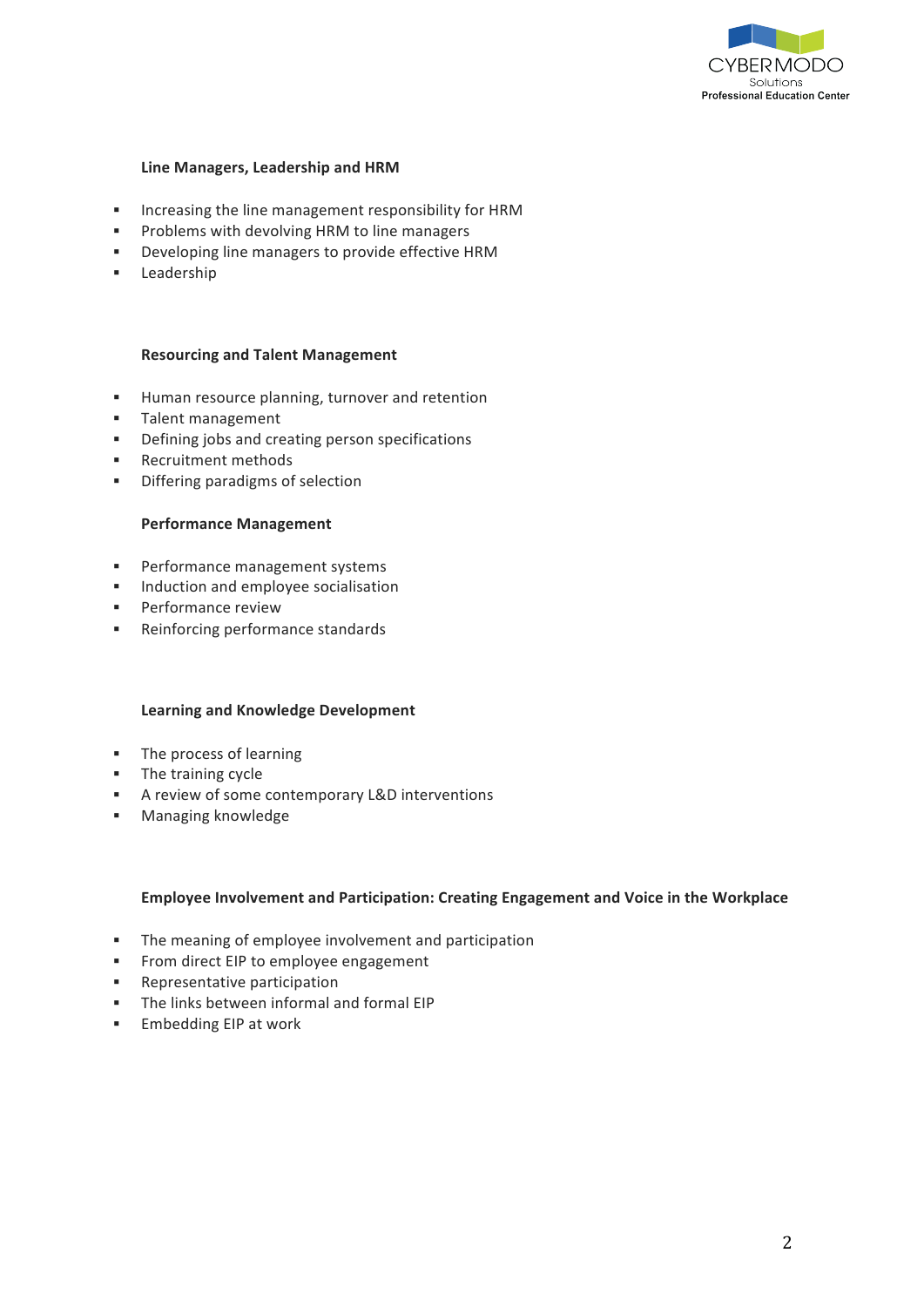**Line Managers, Leadership and HRM**

- Increasing the line management responsibility for HRM
- Problems with devolving HRM to line managers
- Developing line managers to provide effective HRM
- Leadership

**Resourcing and Talent Management**

- Human resource planning, turnover and retention
- Talent management
- Defining jobs and creating person specifications
- Recruitment methods
- Differing paradigms of selection

**Performance Management**

- Performance management systems
- Induction and employee socialisation
- Performance review
- Reinforcing performance standards

**Learning and Knowledge Development**

- The process of learning
- The training cycle
- A review of some contemporary L&D interventions
- Managing knowledge

**Employee Involvement and Participation: Creating Engagement and Voice in the Workplace**

- The meaning of employee involvement and participation
- From direct EIP to employee engagement
- Representative participation
- The links between informal and formal EIP
- Embedding EIP at work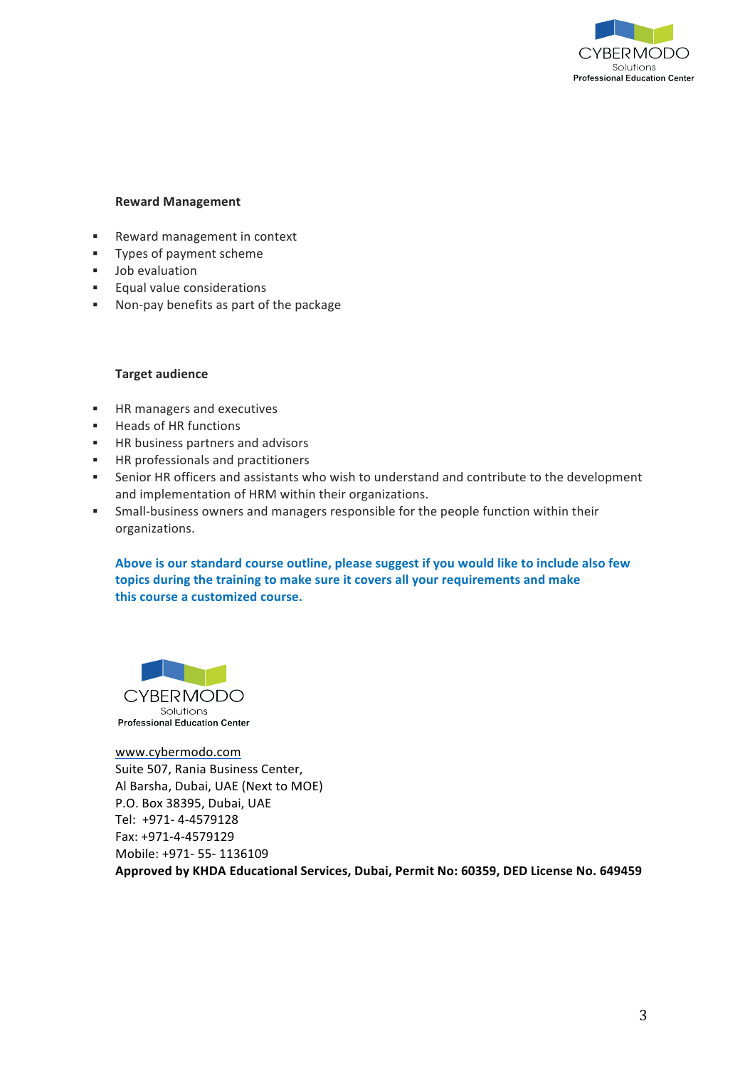**Reward Management**

- Reward management in context
- Types of payment scheme
- Job evaluation
- Equal value considerations
- Non-pay benefits as part of the package

**Target audience**

- HR managers and executives
- Heads of HR functions
- HR business partners and advisors
- HR professionals and practitioners
- Senior HR officers and assistants who wish to understand and contribute to the development and implementation of HRM within their organizations.
- Small-business owners and managers responsible for the people function within their organizations.

**Above is our standard course outline, please suggest if you would like to include also few topics during the training to make sure it covers all your requirements and make this course a customized course.**

CYBERMODO
Solutions
Professional Education Center

www.cybermodo.com
Suite 507, Rania Business Center,
Al Barsha, Dubai, UAE (Next to MOE)
P.O. Box 38395, Dubai, UAE
Tel: +971- 4-4579128
Fax: +971-4-4579129
Mobile: +971- 55- 1136109
**Approved by KHDA Educational Services, Dubai, Permit No: 60359, DED License No. 649459**